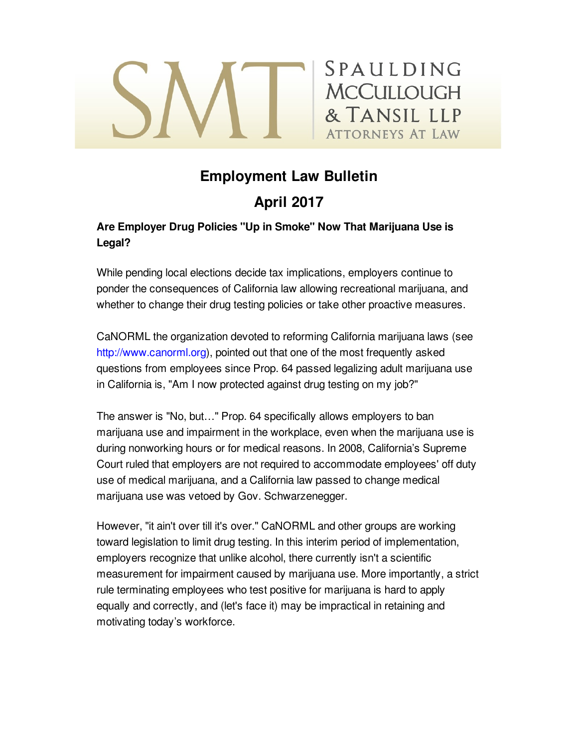SMT | SPAULDING McCULLOUGH & TANSIL LLP ATTORNEYS AT LAW

# Employment Law Bulletin

## April 2017

**Are Employer Drug Policies "Up in Smoke" Now That Marijuana Use is Legal?**

While pending local elections decide tax implications, employers continue to ponder the consequences of California law allowing recreational marijuana, and whether to change their drug testing policies or take other proactive measures.

CaNORML the organization devoted to reforming California marijuana laws (see http://www.canorml.org), pointed out that one of the most frequently asked questions from employees since Prop. 64 passed legalizing adult marijuana use in California is, "Am I now protected against drug testing on my job?"

The answer is "No, but…" Prop. 64 specifically allows employers to ban marijuana use and impairment in the workplace, even when the marijuana use is during nonworking hours or for medical reasons. In 2008, California's Supreme Court ruled that employers are not required to accommodate employees' off duty use of medical marijuana, and a California law passed to change medical marijuana use was vetoed by Gov. Schwarzenegger.

However, "it ain't over till it's over." CaNORML and other groups are working toward legislation to limit drug testing. In this interim period of implementation, employers recognize that unlike alcohol, there currently isn't a scientific measurement for impairment caused by marijuana use. More importantly, a strict rule terminating employees who test positive for marijuana is hard to apply equally and correctly, and (let's face it) may be impractical in retaining and motivating today's workforce.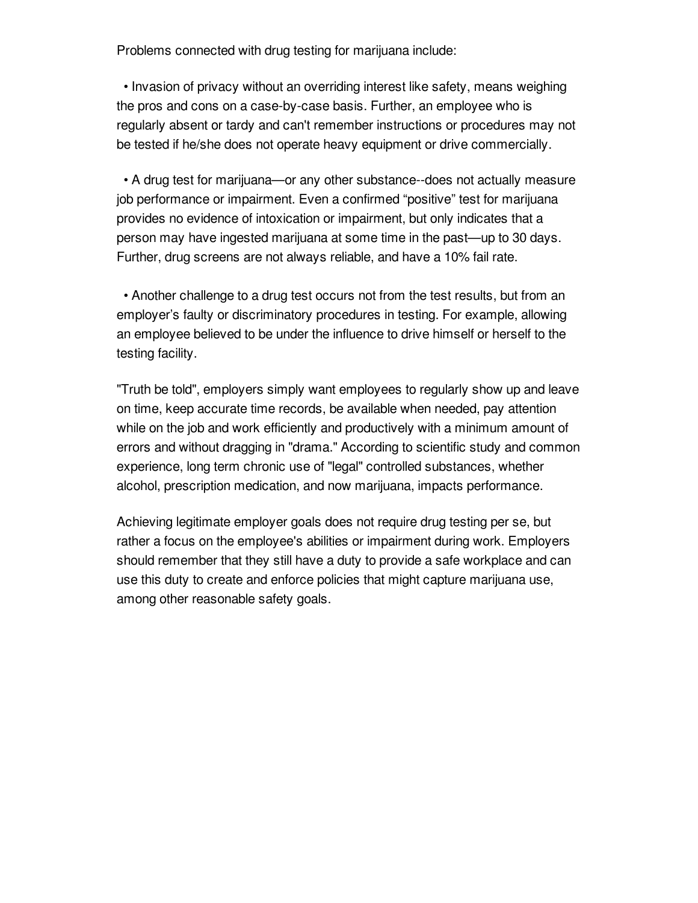Problems connected with drug testing for marijuana include:

- Invasion of privacy without an overriding interest like safety, means weighing the pros and cons on a case-by-case basis. Further, an employee who is regularly absent or tardy and can't remember instructions or procedures may not be tested if he/she does not operate heavy equipment or drive commercially.

- A drug test for marijuana—or any other substance--does not actually measure job performance or impairment. Even a confirmed “positive” test for marijuana provides no evidence of intoxication or impairment, but only indicates that a person may have ingested marijuana at some time in the past—up to 30 days. Further, drug screens are not always reliable, and have a 10% fail rate.

- Another challenge to a drug test occurs not from the test results, but from an employer’s faulty or discriminatory procedures in testing. For example, allowing an employee believed to be under the influence to drive himself or herself to the testing facility.

"Truth be told", employers simply want employees to regularly show up and leave on time, keep accurate time records, be available when needed, pay attention while on the job and work efficiently and productively with a minimum amount of errors and without dragging in "drama." According to scientific study and common experience, long term chronic use of "legal" controlled substances, whether alcohol, prescription medication, and now marijuana, impacts performance.

Achieving legitimate employer goals does not require drug testing per se, but rather a focus on the employee's abilities or impairment during work. Employers should remember that they still have a duty to provide a safe workplace and can use this duty to create and enforce policies that might capture marijuana use, among other reasonable safety goals.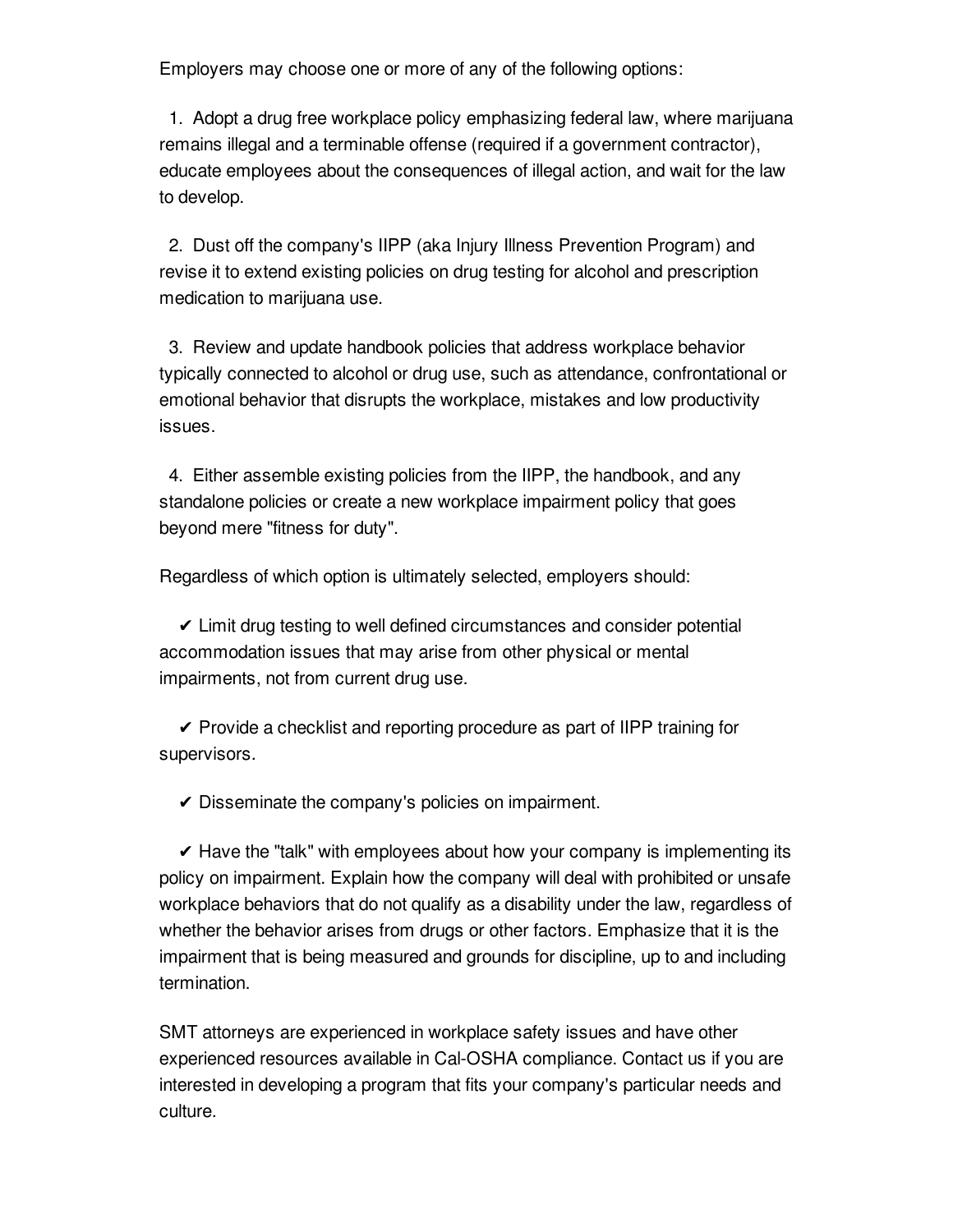Employers may choose one or more of any of the following options:

1. Adopt a drug free workplace policy emphasizing federal law, where marijuana remains illegal and a terminable offense (required if a government contractor), educate employees about the consequences of illegal action, and wait for the law to develop.

2. Dust off the company's IIPP (aka Injury Illness Prevention Program) and revise it to extend existing policies on drug testing for alcohol and prescription medication to marijuana use.

3. Review and update handbook policies that address workplace behavior typically connected to alcohol or drug use, such as attendance, confrontational or emotional behavior that disrupts the workplace, mistakes and low productivity issues.

4. Either assemble existing policies from the IIPP, the handbook, and any standalone policies or create a new workplace impairment policy that goes beyond mere "fitness for duty".

Regardless of which option is ultimately selected, employers should:

- ✔ Limit drug testing to well defined circumstances and consider potential accommodation issues that may arise from other physical or mental impairments, not from current drug use.

- ✔ Provide a checklist and reporting procedure as part of IIPP training for supervisors.

- ✔ Disseminate the company's policies on impairment.

- ✔ Have the "talk" with employees about how your company is implementing its policy on impairment. Explain how the company will deal with prohibited or unsafe workplace behaviors that do not qualify as a disability under the law, regardless of whether the behavior arises from drugs or other factors. Emphasize that it is the impairment that is being measured and grounds for discipline, up to and including termination.

SMT attorneys are experienced in workplace safety issues and have other experienced resources available in Cal-OSHA compliance. Contact us if you are interested in developing a program that fits your company's particular needs and culture.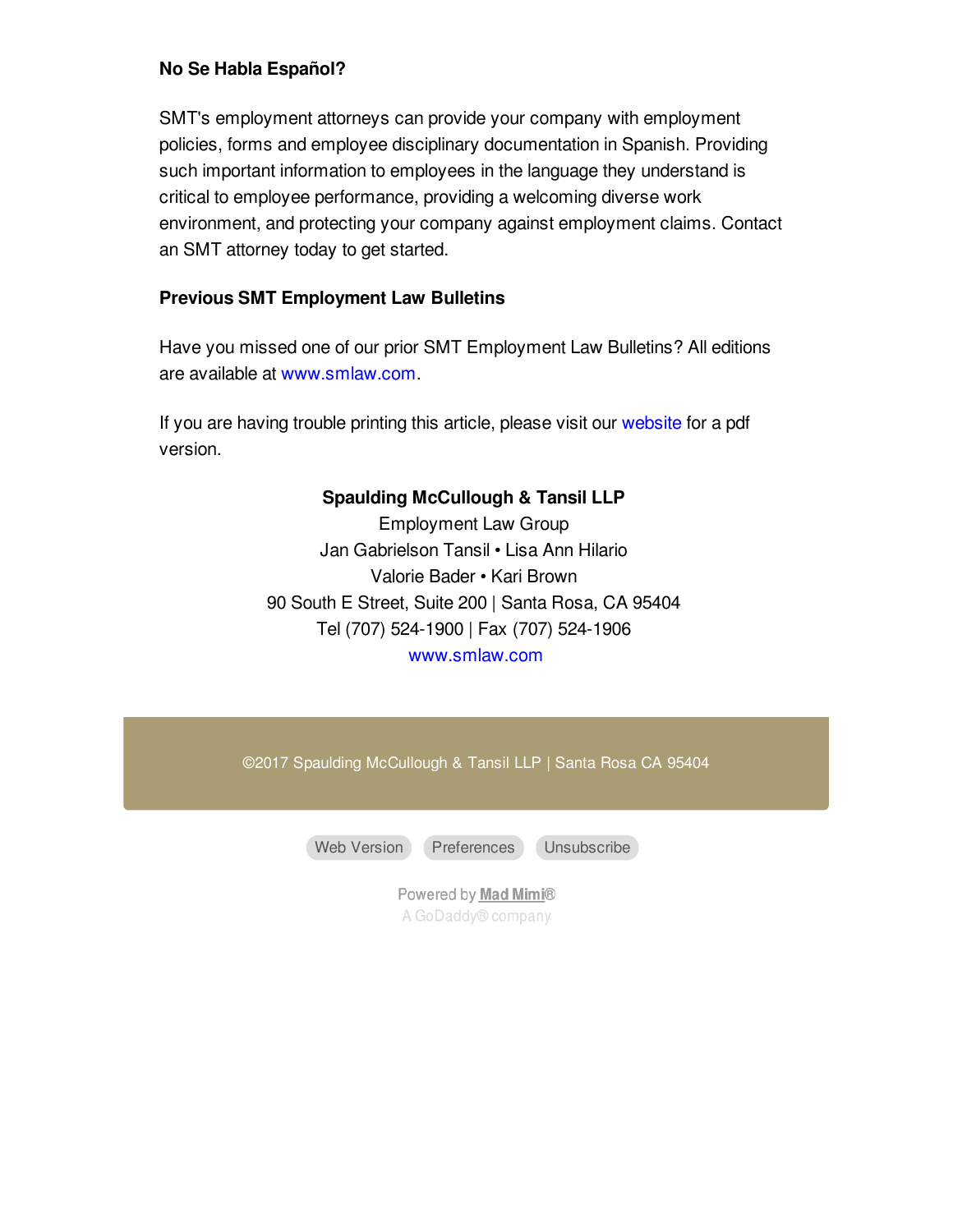**No Se Habla Español?**

SMT's employment attorneys can provide your company with employment policies, forms and employee disciplinary documentation in Spanish. Providing such important information to employees in the language they understand is critical to employee performance, providing a welcoming diverse work environment, and protecting your company against employment claims. Contact an SMT attorney today to get started.

**Previous SMT Employment Law Bulletins**

Have you missed one of our prior SMT Employment Law Bulletins? All editions are available at www.smlaw.com.

If you are having trouble printing this article, please visit our website for a pdf version.

**Spaulding McCullough & Tansil LLP**
Employment Law Group
Jan Gabrielson Tansil • Lisa Ann Hilario
Valorie Bader • Kari Brown
90 South E Street, Suite 200 | Santa Rosa, CA 95404
Tel (707) 524-1900 | Fax (707) 524-1906
www.smlaw.com

©2017 Spaulding McCullough & Tansil LLP | Santa Rosa CA 95404

Web Version Preferences Unsubscribe

Powered by **Mad Mimi**®
A GoDaddy® company